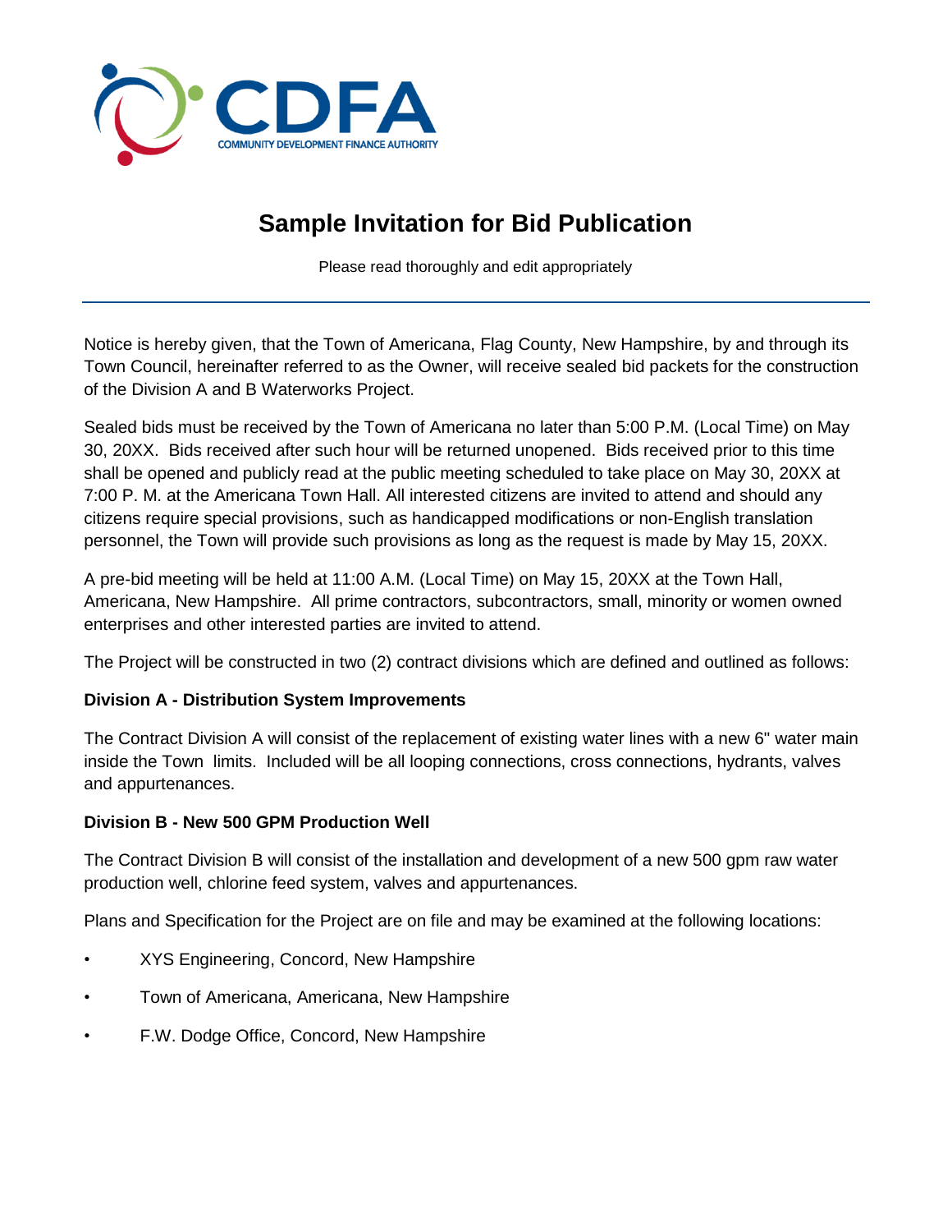# Sample Invitation for Bid Publication

Please read thoroughly and edit appropriately

---

Notice is hereby given, that the Town of Americana, Flag County, New Hampshire, by and through its Town Council, hereinafter referred to as the Owner, will receive sealed bid packets for the construction of the Division A and B Waterworks Project.

Sealed bids must be received by the Town of Americana no later than 5:00 P.M. (Local Time) on May 30, 20XX. Bids received after such hour will be returned unopened. Bids received prior to this time shall be opened and publicly read at the public meeting scheduled to take place on May 30, 20XX at 7:00 P. M. at the Americana Town Hall. All interested citizens are invited to attend and should any citizens require special provisions, such as handicapped modifications or non-English translation personnel, the Town will provide such provisions as long as the request is made by May 15, 20XX.

A pre-bid meeting will be held at 11:00 A.M. (Local Time) on May 15, 20XX at the Town Hall, Americana, New Hampshire. All prime contractors, subcontractors, small, minority or women owned enterprises and other interested parties are invited to attend.

The Project will be constructed in two (2) contract divisions which are defined and outlined as follows:

**Division A - Distribution System Improvements**

The Contract Division A will consist of the replacement of existing water lines with a new 6" water main inside the Town limits. Included will be all looping connections, cross connections, hydrants, valves and appurtenances.

**Division B - New 500 GPM Production Well**

The Contract Division B will consist of the installation and development of a new 500 gpm raw water production well, chlorine feed system, valves and appurtenances.

Plans and Specification for the Project are on file and may be examined at the following locations:

- XYS Engineering, Concord, New Hampshire
- Town of Americana, Americana, New Hampshire
- F.W. Dodge Office, Concord, New Hampshire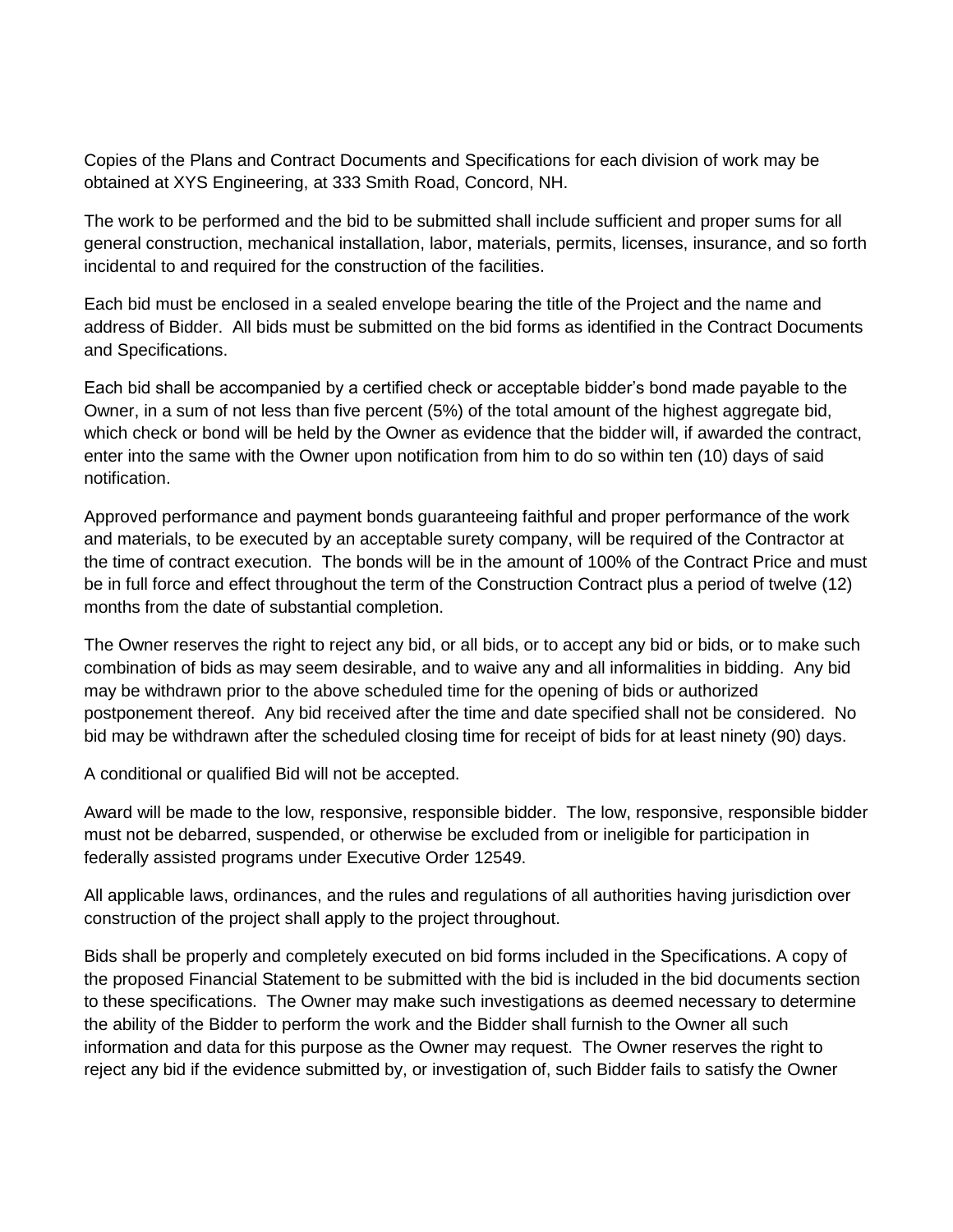Copies of the Plans and Contract Documents and Specifications for each division of work may be obtained at XYS Engineering, at 333 Smith Road, Concord, NH.

The work to be performed and the bid to be submitted shall include sufficient and proper sums for all general construction, mechanical installation, labor, materials, permits, licenses, insurance, and so forth incidental to and required for the construction of the facilities.

Each bid must be enclosed in a sealed envelope bearing the title of the Project and the name and address of Bidder. All bids must be submitted on the bid forms as identified in the Contract Documents and Specifications.

Each bid shall be accompanied by a certified check or acceptable bidder's bond made payable to the Owner, in a sum of not less than five percent (5%) of the total amount of the highest aggregate bid, which check or bond will be held by the Owner as evidence that the bidder will, if awarded the contract, enter into the same with the Owner upon notification from him to do so within ten (10) days of said notification.

Approved performance and payment bonds guaranteeing faithful and proper performance of the work and materials, to be executed by an acceptable surety company, will be required of the Contractor at the time of contract execution. The bonds will be in the amount of 100% of the Contract Price and must be in full force and effect throughout the term of the Construction Contract plus a period of twelve (12) months from the date of substantial completion.

The Owner reserves the right to reject any bid, or all bids, or to accept any bid or bids, or to make such combination of bids as may seem desirable, and to waive any and all informalities in bidding. Any bid may be withdrawn prior to the above scheduled time for the opening of bids or authorized postponement thereof. Any bid received after the time and date specified shall not be considered. No bid may be withdrawn after the scheduled closing time for receipt of bids for at least ninety (90) days.

A conditional or qualified Bid will not be accepted.

Award will be made to the low, responsive, responsible bidder. The low, responsive, responsible bidder must not be debarred, suspended, or otherwise be excluded from or ineligible for participation in federally assisted programs under Executive Order 12549.

All applicable laws, ordinances, and the rules and regulations of all authorities having jurisdiction over construction of the project shall apply to the project throughout.

Bids shall be properly and completely executed on bid forms included in the Specifications. A copy of the proposed Financial Statement to be submitted with the bid is included in the bid documents section to these specifications. The Owner may make such investigations as deemed necessary to determine the ability of the Bidder to perform the work and the Bidder shall furnish to the Owner all such information and data for this purpose as the Owner may request. The Owner reserves the right to reject any bid if the evidence submitted by, or investigation of, such Bidder fails to satisfy the Owner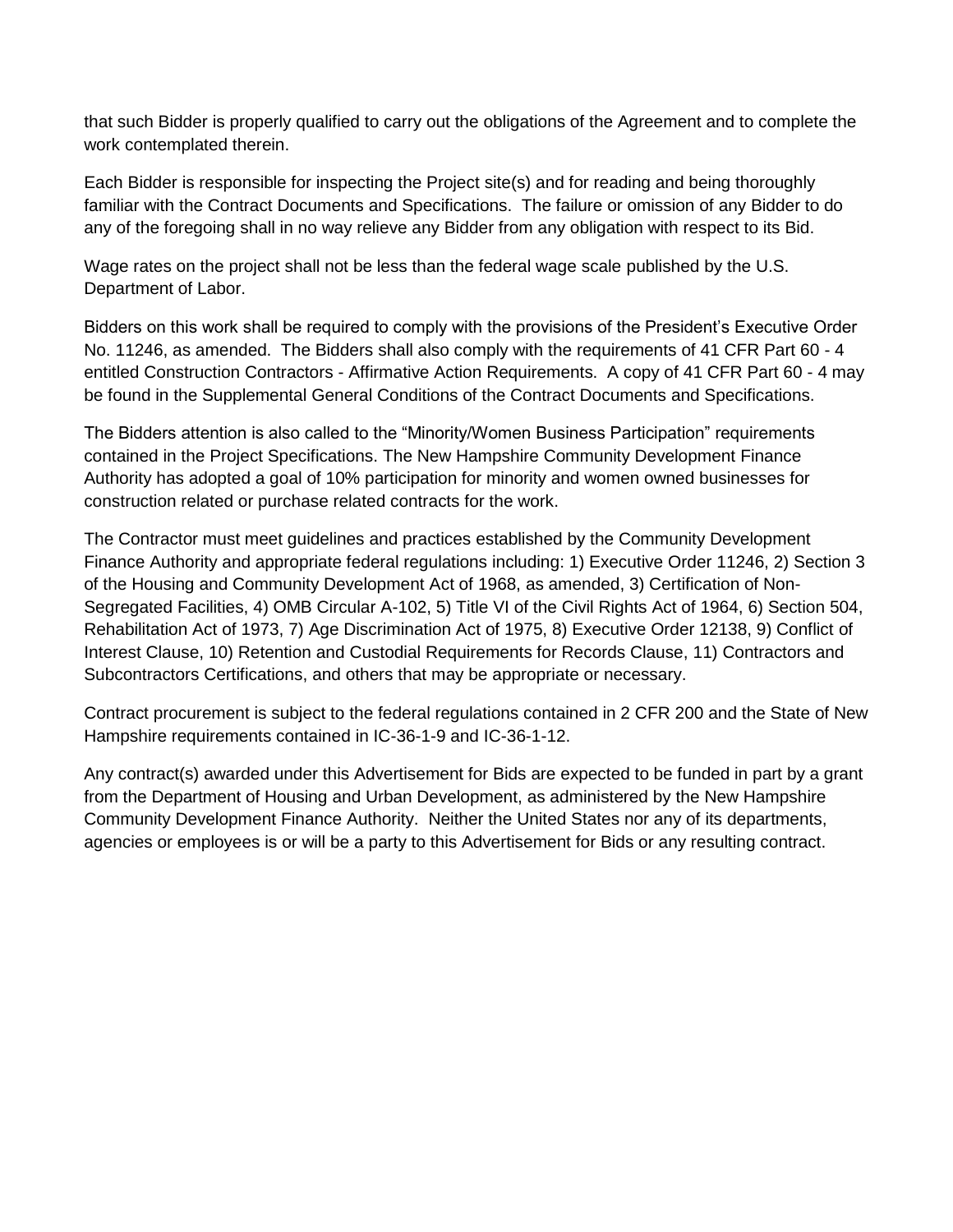that such Bidder is properly qualified to carry out the obligations of the Agreement and to complete the work contemplated therein.

Each Bidder is responsible for inspecting the Project site(s) and for reading and being thoroughly familiar with the Contract Documents and Specifications. The failure or omission of any Bidder to do any of the foregoing shall in no way relieve any Bidder from any obligation with respect to its Bid.

Wage rates on the project shall not be less than the federal wage scale published by the U.S. Department of Labor.

Bidders on this work shall be required to comply with the provisions of the President's Executive Order No. 11246, as amended. The Bidders shall also comply with the requirements of 41 CFR Part 60 - 4 entitled Construction Contractors - Affirmative Action Requirements. A copy of 41 CFR Part 60 - 4 may be found in the Supplemental General Conditions of the Contract Documents and Specifications.

The Bidders attention is also called to the "Minority/Women Business Participation" requirements contained in the Project Specifications. The New Hampshire Community Development Finance Authority has adopted a goal of 10% participation for minority and women owned businesses for construction related or purchase related contracts for the work.

The Contractor must meet guidelines and practices established by the Community Development Finance Authority and appropriate federal regulations including: 1) Executive Order 11246, 2) Section 3 of the Housing and Community Development Act of 1968, as amended, 3) Certification of Non-Segregated Facilities, 4) OMB Circular A-102, 5) Title VI of the Civil Rights Act of 1964, 6) Section 504, Rehabilitation Act of 1973, 7) Age Discrimination Act of 1975, 8) Executive Order 12138, 9) Conflict of Interest Clause, 10) Retention and Custodial Requirements for Records Clause, 11) Contractors and Subcontractors Certifications, and others that may be appropriate or necessary.

Contract procurement is subject to the federal regulations contained in 2 CFR 200 and the State of New Hampshire requirements contained in IC-36-1-9 and IC-36-1-12.

Any contract(s) awarded under this Advertisement for Bids are expected to be funded in part by a grant from the Department of Housing and Urban Development, as administered by the New Hampshire Community Development Finance Authority. Neither the United States nor any of its departments, agencies or employees is or will be a party to this Advertisement for Bids or any resulting contract.